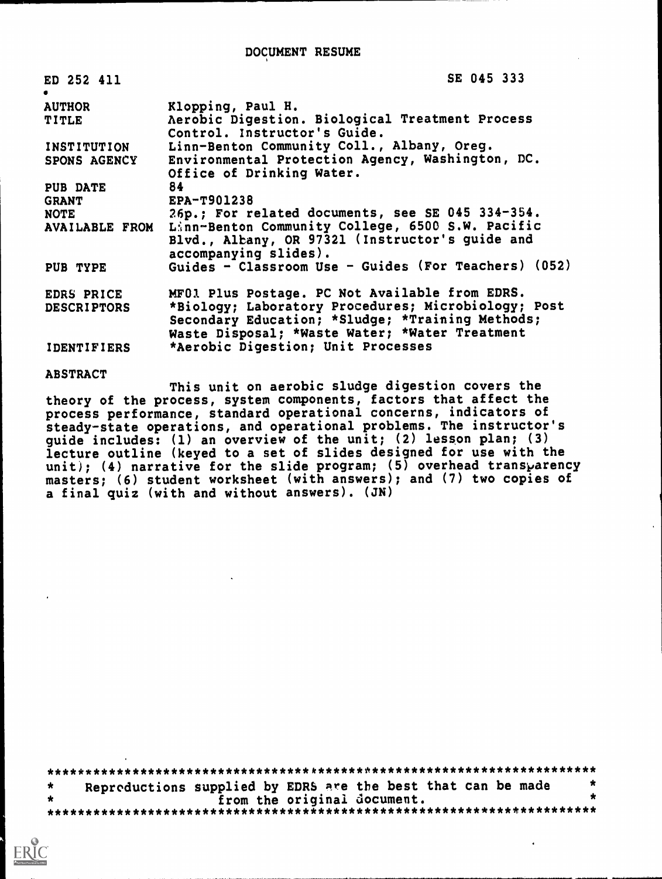# DOCUMENT RESUME

| | |
|---|---|
| ED 252 411 | SE 045 333 |
| AUTHOR | Klopping, Paul H. |
| TITLE | Aerobic Digestion. Biological Treatment Process Control. Instructor's Guide. |
| INSTITUTION | Linn-Benton Community Coll., Albany, Oreg. |
| SPONS AGENCY | Environmental Protection Agency, Washington, DC. Office of Drinking Water. |
| PUB DATE | 84 |
| GRANT | EPA-T901238 |
| NOTE | 26p.; For related documents, see SE 045 334-354. |
| AVAILABLE FROM | Linn-Benton Community College, 6500 S.W. Pacific Blvd., Albany, OR 97321 (Instructor's guide and accompanying slides). |
| PUB TYPE | Guides - Classroom Use - Guides (For Teachers) (052) |
| EDRS PRICE | MF01 Plus Postage. PC Not Available from EDRS. |
| DESCRIPTORS | *Biology; Laboratory Procedures; Microbiology; Post Secondary Education; *Sludge; *Training Methods; Waste Disposal; *Waste Water; *Water Treatment |
| IDENTIFIERS | *Aerobic Digestion; Unit Processes |

ABSTRACT

This unit on aerobic sludge digestion covers the theory of the process, system components, factors that affect the process performance, standard operational concerns, indicators of steady-state operations, and operational problems. The instructor's guide includes: (1) an overview of the unit; (2) lesson plan; (3) lecture outline (keyed to a set of slides designed for use with the unit); (4) narrative for the slide program; (5) overhead transparency masters; (6) student worksheet (with answers); and (7) two copies of a final quiz (with and without answers). (JN)

***********************************************************************
* Reproductions supplied by EDRS are the best that can be made *
* from the original document. *
***********************************************************************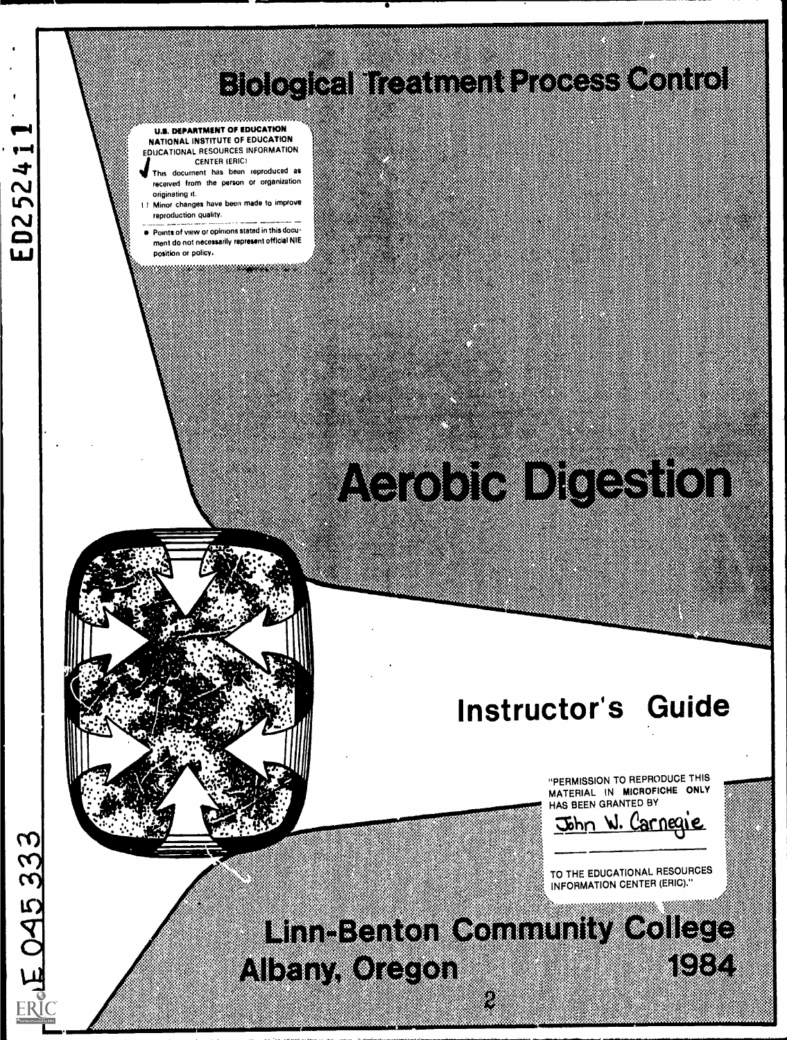ED252411

# Biological Treatment Process Control

U.S. DEPARTMENT OF EDUCATION
NATIONAL INSTITUTE OF EDUCATION
EDUCATIONAL RESOURCES INFORMATION CENTER (ERIC)

- ✓ This document has been reproduced as received from the person or organization originating it.
- [ ] Minor changes have been made to improve reproduction quality.

- Points of view or opinions stated in this document do not necessarily represent official NIE position or policy.

# Aerobic Digestion

## Instructor's Guide

"PERMISSION TO REPRODUCE THIS MATERIAL IN MICROFICHE ONLY HAS BEEN GRANTED BY

John W. Carnegie

TO THE EDUCATIONAL RESOURCES INFORMATION CENTER (ERIC)."

# Linn-Benton Community College
# Albany, Oregon 1984

CE 045 333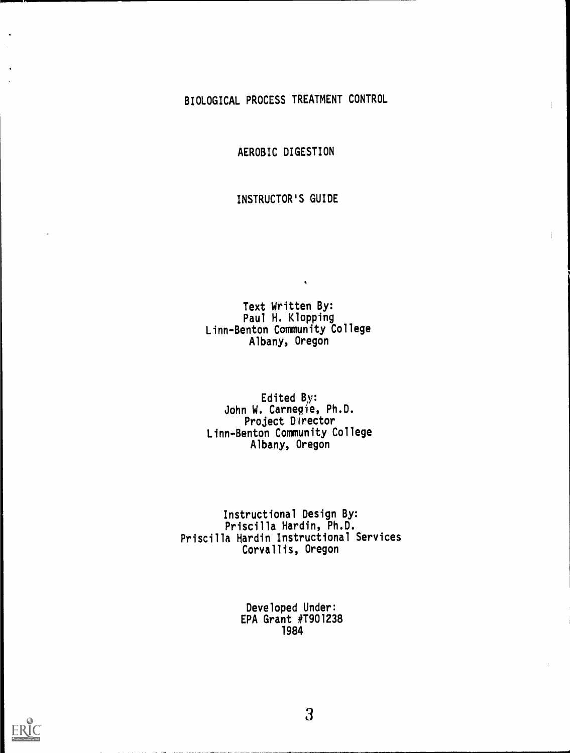# BIOLOGICAL PROCESS TREATMENT CONTROL

## AEROBIC DIGESTION

## INSTRUCTOR'S GUIDE

Text Written By:
Paul H. Klopping
Linn-Benton Community College
Albany, Oregon

Edited By:
John W. Carnegie, Ph.D.
Project Director
Linn-Benton Community College
Albany, Oregon

Instructional Design By:
Priscilla Hardin, Ph.D.
Priscilla Hardin Instructional Services
Corvallis, Oregon

Developed Under:
EPA Grant #T901238
1984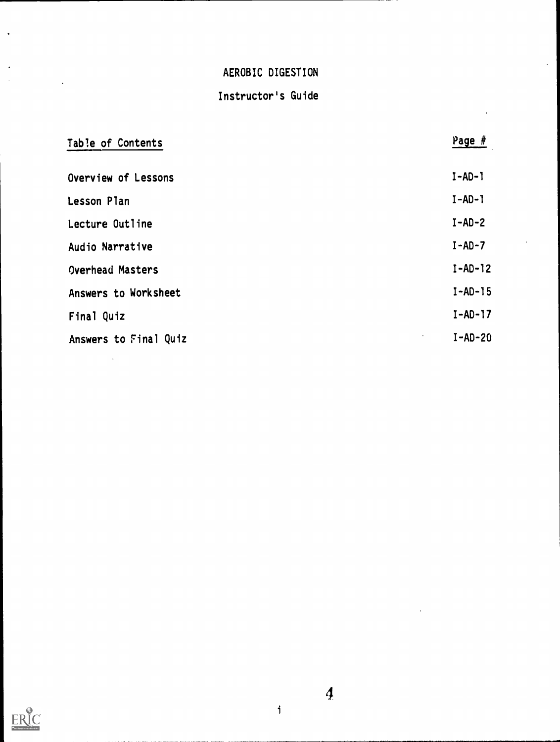# AEROBIC DIGESTION

## Instructor's Guide

| Table of Contents | Page # |
| --- | --- |
| Overview of Lessons | I-AD-1 |
| Lesson Plan | I-AD-1 |
| Lecture Outline | I-AD-2 |
| Audio Narrative | I-AD-7 |
| Overhead Masters | I-AD-12 |
| Answers to Worksheet | I-AD-15 |
| Final Quiz | I-AD-17 |
| Answers to Final Quiz | I-AD-20 |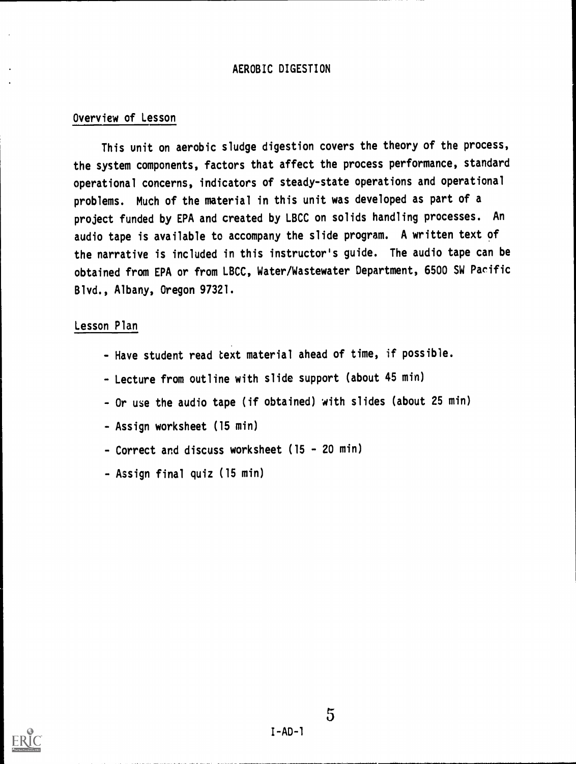# AEROBIC DIGESTION

## Overview of Lesson

This unit on aerobic sludge digestion covers the theory of the process, the system components, factors that affect the process performance, standard operational concerns, indicators of steady-state operations and operational problems. Much of the material in this unit was developed as part of a project funded by EPA and created by LBCC on solids handling processes. An audio tape is available to accompany the slide program. A written text of the narrative is included in this instructor's guide. The audio tape can be obtained from EPA or from LBCC, Water/Wastewater Department, 6500 SW Pacific Blvd., Albany, Oregon 97321.

## Lesson Plan

- Have student read text material ahead of time, if possible.
- Lecture from outline with slide support (about 45 min)
- Or use the audio tape (if obtained) with slides (about 25 min)
- Assign worksheet (15 min)
- Correct and discuss worksheet (15 - 20 min)
- Assign final quiz (15 min)

I-AD-1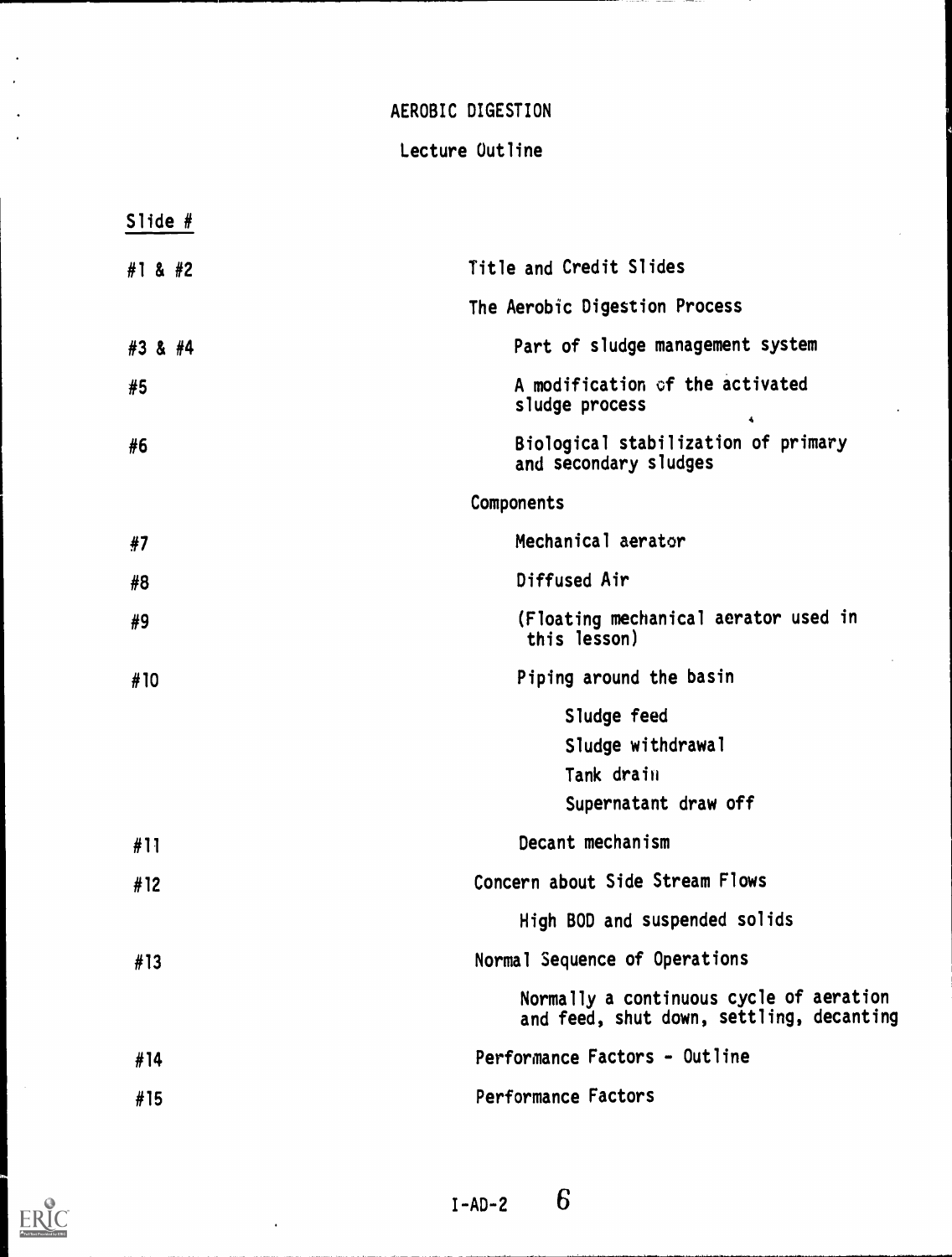# AEROBIC DIGESTION

## Lecture Outline

| Slide # | |
|---|---|
| #1 & #2 | Title and Credit Slides |
| | The Aerobic Digestion Process |
| #3 & #4 | Part of sludge management system |
| #5 | A modification of the activated sludge process |
| #6 | Biological stabilization of primary and secondary sludges |
| | Components |
| #7 | Mechanical aerator |
| #8 | Diffused Air |
| #9 | (Floating mechanical aerator used in this lesson) |
| #10 | Piping around the basin |
| | Sludge feed |
| | Sludge withdrawal |
| | Tank drain |
| | Supernatant draw off |
| #11 | Decant mechanism |
| #12 | Concern about Side Stream Flows |
| | High BOD and suspended solids |
| #13 | Normal Sequence of Operations |
| | Normally a continuous cycle of aeration and feed, shut down, settling, decanting |
| #14 | Performance Factors - Outline |
| #15 | Performance Factors |

I-AD-2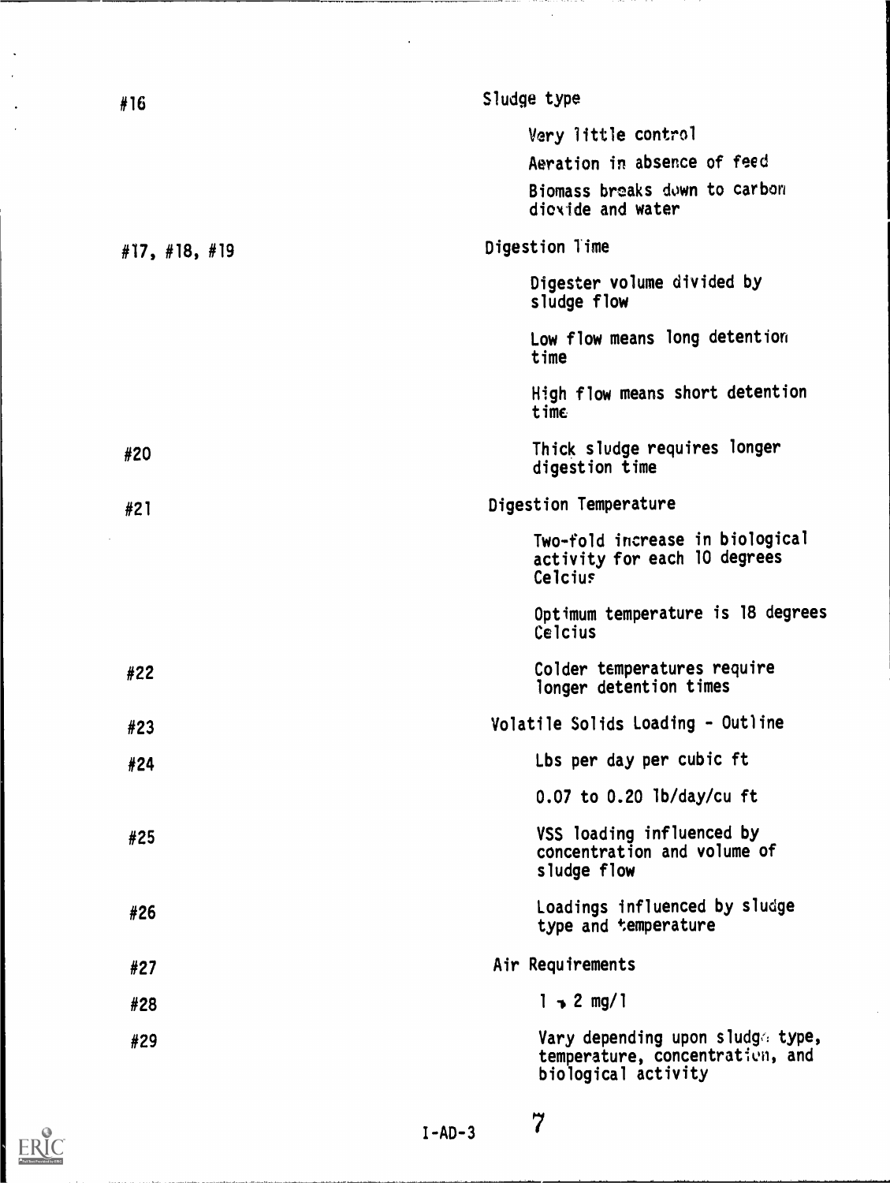| | |
|---|---|
| #16 | Sludge type |
| | Very little control |
| | Aeration in absence of feed |
| | Biomass breaks down to carbon dioxide and water |
| #17, #18, #19 | Digestion Time |
| | Digester volume divided by sludge flow |
| | Low flow means long detention time |
| | High flow means short detention time |
| #20 | Thick sludge requires longer digestion time |
| #21 | Digestion Temperature |
| | Two-fold increase in biological activity for each 10 degrees Celcius |
| | Optimum temperature is 18 degrees Celcius |
| #22 | Colder temperatures require longer detention times |
| #23 | Volatile Solids Loading - Outline |
| #24 | Lbs per day per cubic ft |
| | 0.07 to 0.20 lb/day/cu ft |
| #25 | VSS loading influenced by concentration and volume of sludge flow |
| #26 | Loadings influenced by sludge type and temperature |
| #27 | Air Requirements |
| #28 | 1 → 2 mg/l |
| #29 | Vary depending upon sludge type, temperature, concentration, and biological activity |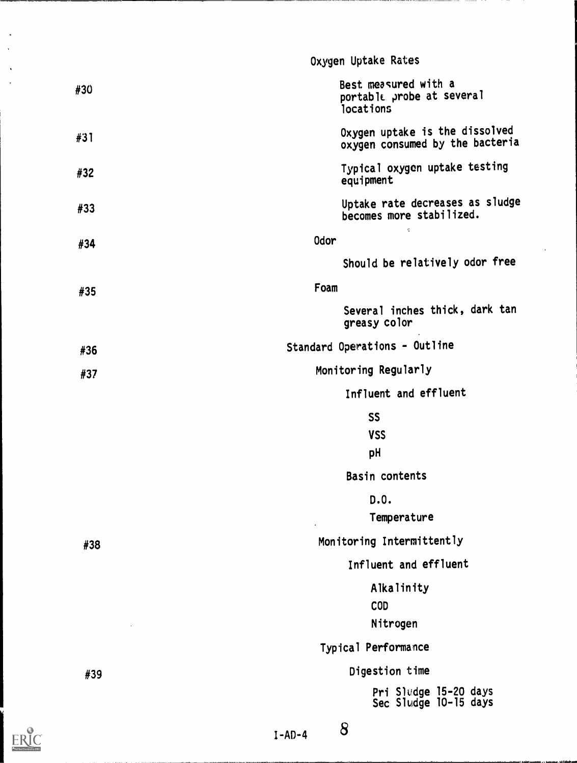| | |
|---|---|
| | Oxygen Uptake Rates |
| #30 | Best measured with a portable probe at several locations |
| #31 | Oxygen uptake is the dissolved oxygen consumed by the bacteria |
| #32 | Typical oxygen uptake testing equipment |
| #33 | Uptake rate decreases as sludge becomes more stabilized. |
| #34 | Odor |
| | Should be relatively odor free |
| #35 | Foam |
| | Several inches thick, dark tan greasy color |
| #36 | Standard Operations - Outline |
| #37 | Monitoring Regularly |
| | Influent and effluent |
| | SS |
| | VSS |
| | pH |
| | Basin contents |
| | D.O. |
| | Temperature |
| #38 | Monitoring Intermittently |
| | Influent and effluent |
| | Alkalinity |
| | COD |
| | Nitrogen |
| | Typical Performance |
| #39 | Digestion time |
| | Pri Sludge 15-20 days<br>Sec Sludge 10-15 days |

I-AD-4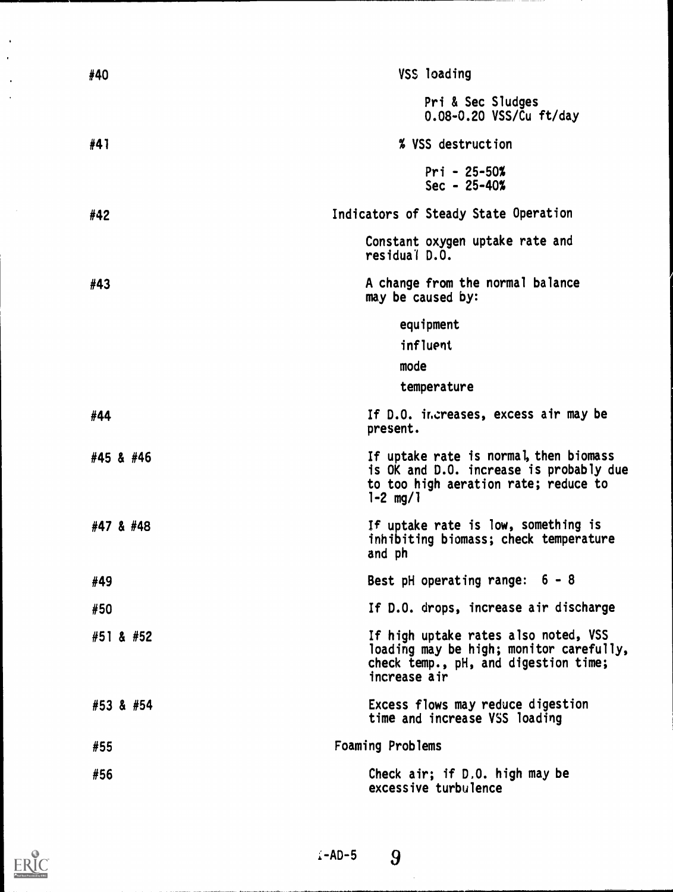| | |
|---|---|
| #40 | VSS loading |
| | Pri & Sec Sludges 0.08-0.20 VSS/Cu ft/day |
| #41 | % VSS destruction |
| | Pri - 25-50% |
| | Sec - 25-40% |
| #42 | Indicators of Steady State Operation |
| | Constant oxygen uptake rate and residual D.O. |
| #43 | A change from the normal balance may be caused by: |
| | equipment |
| | influent |
| | mode |
| | temperature |
| #44 | If D.O. increases, excess air may be present. |
| #45 & #46 | If uptake rate is normal, then biomass is OK and D.O. increase is probably due to too high aeration rate; reduce to 1-2 mg/l |
| #47 & #48 | If uptake rate is low, something is inhibiting biomass; check temperature and ph |
| #49 | Best pH operating range: 6 - 8 |
| #50 | If D.O. drops, increase air discharge |
| #51 & #52 | If high uptake rates also noted, VSS loading may be high; monitor carefully, check temp., pH, and digestion time; increase air |
| #53 & #54 | Excess flows may reduce digestion time and increase VSS loading |
| #55 | Foaming Problems |
| #56 | Check air; if D.O. high may be excessive turbulence |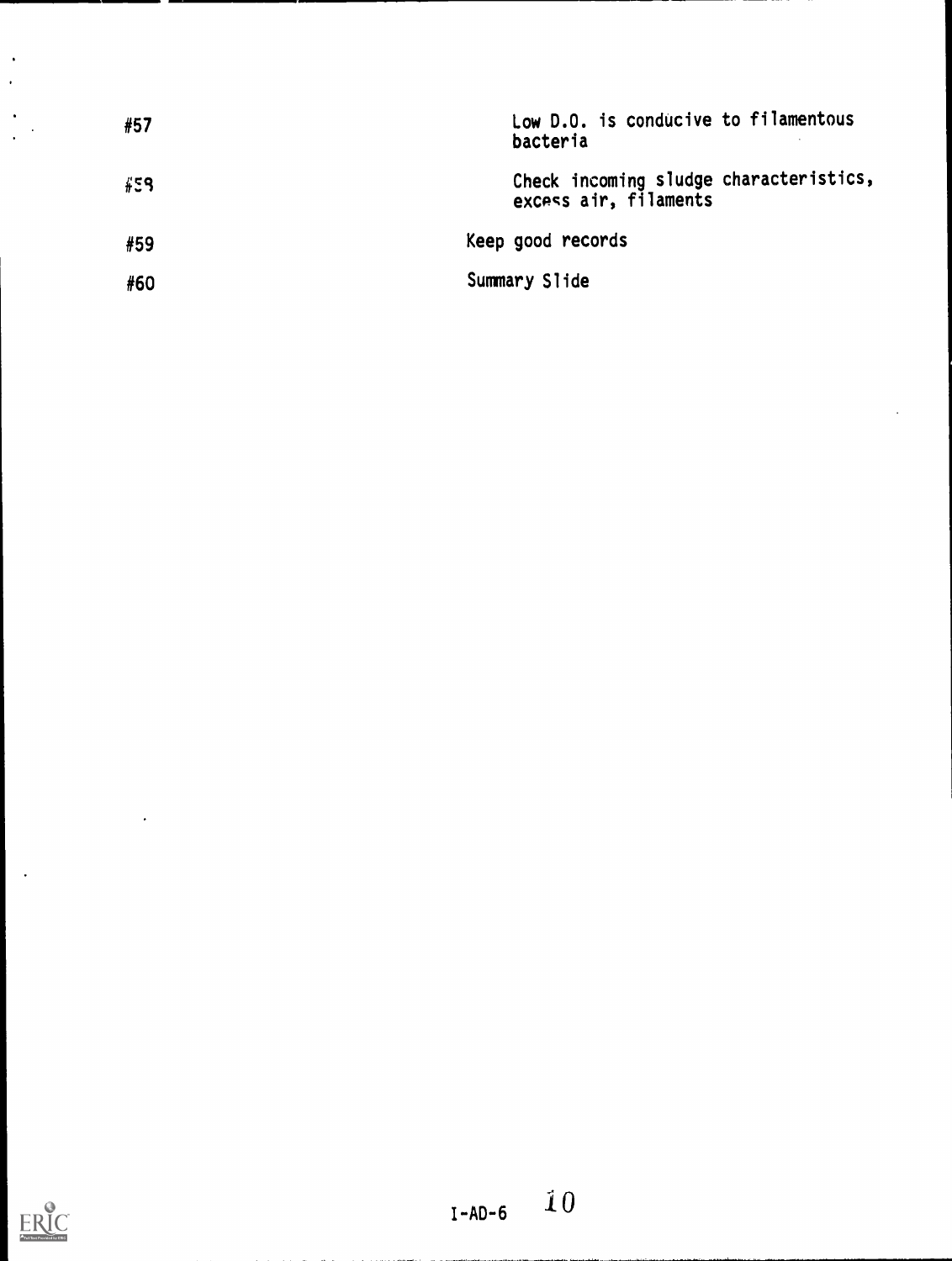| | |
|---|---|
| #57 | Low D.O. is conducive to filamentous bacteria |
| #58 | Check incoming sludge characteristics, excess air, filaments |
| #59 | Keep good records |
| #60 | Summary Slide |

I-AD-6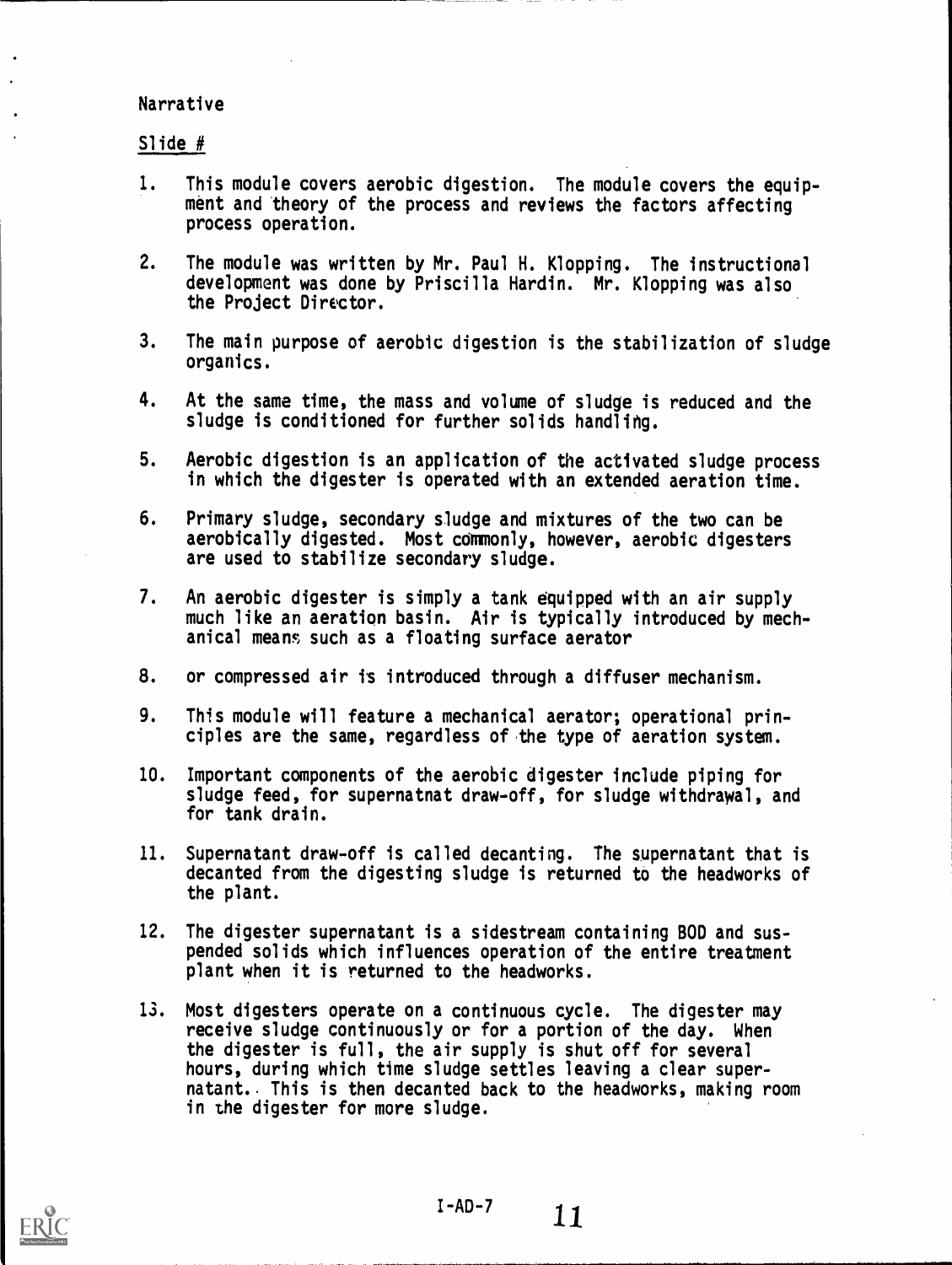Narrative

Slide #

1. This module covers aerobic digestion. The module covers the equipment and theory of the process and reviews the factors affecting process operation.

2. The module was written by Mr. Paul H. Klopping. The instructional development was done by Priscilla Hardin. Mr. Klopping was also the Project Director.

3. The main purpose of aerobic digestion is the stabilization of sludge organics.

4. At the same time, the mass and volume of sludge is reduced and the sludge is conditioned for further solids handling.

5. Aerobic digestion is an application of the activated sludge process in which the digester is operated with an extended aeration time.

6. Primary sludge, secondary sludge and mixtures of the two can be aerobically digested. Most commonly, however, aerobic digesters are used to stabilize secondary sludge.

7. An aerobic digester is simply a tank equipped with an air supply much like an aeration basin. Air is typically introduced by mechanical means such as a floating surface aerator

8. or compressed air is introduced through a diffuser mechanism.

9. This module will feature a mechanical aerator; operational principles are the same, regardless of the type of aeration system.

10. Important components of the aerobic digester include piping for sludge feed, for supernatnat draw-off, for sludge withdrawal, and for tank drain.

11. Supernatant draw-off is called decanting. The supernatant that is decanted from the digesting sludge is returned to the headworks of the plant.

12. The digester supernatant is a sidestream containing BOD and suspended solids which influences operation of the entire treatment plant when it is returned to the headworks.

13. Most digesters operate on a continuous cycle. The digester may receive sludge continuously or for a portion of the day. When the digester is full, the air supply is shut off for several hours, during which time sludge settles leaving a clear supernatant. This is then decanted back to the headworks, making room in the digester for more sludge.

I-AD-7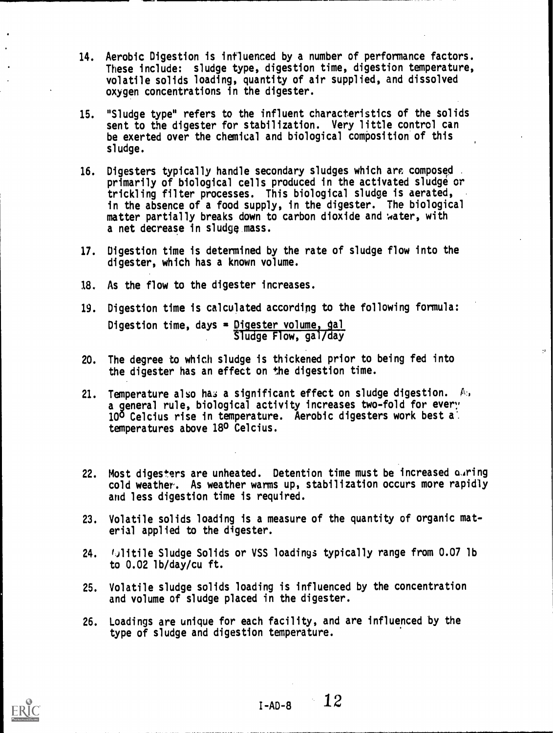14. Aerobic Digestion is influenced by a number of performance factors. These include: sludge type, digestion time, digestion temperature, volatile solids loading, quantity of air supplied, and dissolved oxygen concentrations in the digester.

15. "Sludge type" refers to the influent characteristics of the solids sent to the digester for stabilization. Very little control can be exerted over the chemical and biological composition of this sludge.

16. Digesters typically handle secondary sludges which are composed primarily of biological cells produced in the activated sludge or trickling filter processes. This biological sludge is aerated, in the absence of a food supply, in the digester. The biological matter partially breaks down to carbon dioxide and water, with a net decrease in sludge mass.

17. Digestion time is determined by the rate of sludge flow into the digester, which has a known volume.

18. As the flow to the digester increases.

19. Digestion time is calculated according to the following formula:

$$\text{Digestion time, days} = \frac{\text{Digester volume, gal}}{\text{Sludge Flow, gal/day}}$$

20. The degree to which sludge is thickened prior to being fed into the digester has an effect on the digestion time.

21. Temperature also has a significant effect on sludge digestion. As a general rule, biological activity increases two-fold for every $10^{\circ}$ Celcius rise in temperature. Aerobic digesters work best at temperatures above $18^{\circ}$ Celcius.

22. Most digesters are unheated. Detention time must be increased during cold weather. As weather warms up, stabilization occurs more rapidly and less digestion time is required.

23. Volatile solids loading is a measure of the quantity of organic material applied to the digester.

24. Volitile Sludge Solids or VSS loadings typically range from 0.07 lb to 0.02 lb/day/cu ft.

25. Volatile sludge solids loading is influenced by the concentration and volume of sludge placed in the digester.

26. Loadings are unique for each facility, and are influenced by the type of sludge and digestion temperature.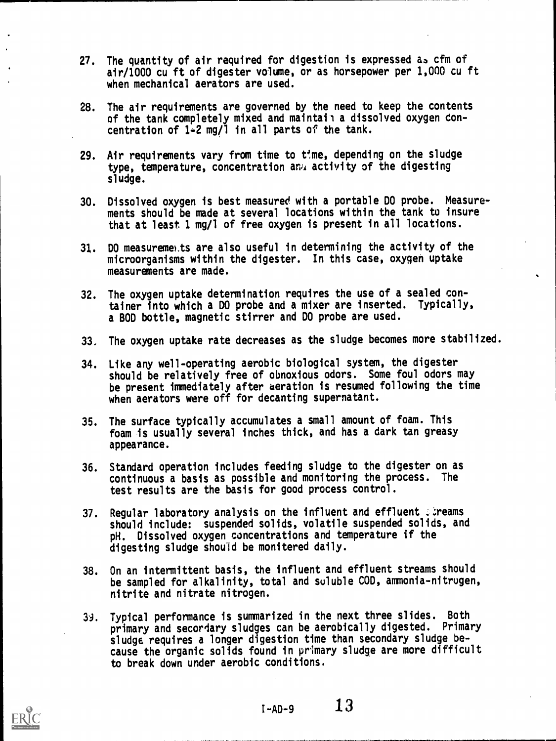27. The quantity of air required for digestion is expressed as cfm of air/1000 cu ft of digester volume, or as horsepower per 1,000 cu ft when mechanical aerators are used.

28. The air requirements are governed by the need to keep the contents of the tank completely mixed and maintain a dissolved oxygen concentration of 1-2 mg/l in all parts of the tank.

29. Air requirements vary from time to time, depending on the sludge type, temperature, concentration and activity of the digesting sludge.

30. Dissolved oxygen is best measured with a portable DO probe. Measurements should be made at several locations within the tank to insure that at least 1 mg/l of free oxygen is present in all locations.

31. DO measurements are also useful in determining the activity of the microorganisms within the digester. In this case, oxygen uptake measurements are made.

32. The oxygen uptake determination requires the use of a sealed container into which a DO probe and a mixer are inserted. Typically, a BOD bottle, magnetic stirrer and DO probe are used.

33. The oxygen uptake rate decreases as the sludge becomes more stabilized.

34. Like any well-operating aerobic biological system, the digester should be relatively free of obnoxious odors. Some foul odors may be present immediately after aeration is resumed following the time when aerators were off for decanting supernatant.

35. The surface typically accumulates a small amount of foam. This foam is usually several inches thick, and has a dark tan greasy appearance.

36. Standard operation includes feeding sludge to the digester on as continuous a basis as possible and monitoring the process. The test results are the basis for good process control.

37. Regular laboratory analysis on the influent and effluent streams should include: suspended solids, volatile suspended solids, and pH. Dissolved oxygen concentrations and temperature if the digesting sludge should be monitered daily.

38. On an intermittent basis, the influent and effluent streams should be sampled for alkalinity, total and soluble COD, ammonia-nitrogen, nitrite and nitrate nitrogen.

39. Typical performance is summarized in the next three slides. Both primary and secondary sludges can be aerobically digested. Primary sludge requires a longer digestion time than secondary sludge because the organic solids found in primary sludge are more difficult to break down under aerobic conditions.

I-AD-9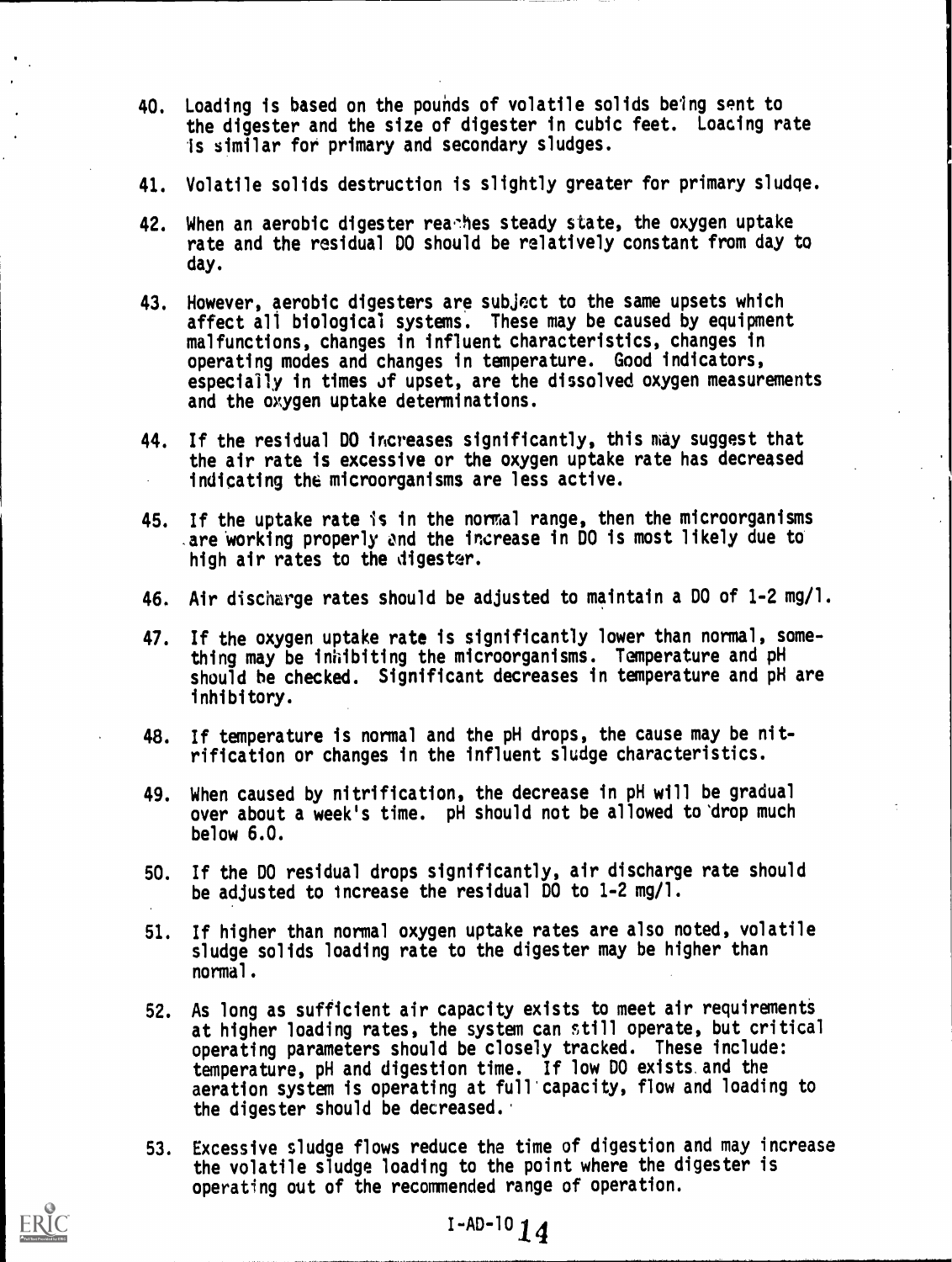40. Loading is based on the pounds of volatile solids being sent to the digester and the size of digester in cubic feet. Loading rate is similar for primary and secondary sludges.

41. Volatile solids destruction is slightly greater for primary sludge.

42. When an aerobic digester reaches steady state, the oxygen uptake rate and the residual DO should be relatively constant from day to day.

43. However, aerobic digesters are subject to the same upsets which affect all biological systems. These may be caused by equipment malfunctions, changes in influent characteristics, changes in operating modes and changes in temperature. Good indicators, especially in times of upset, are the dissolved oxygen measurements and the oxygen uptake determinations.

44. If the residual DO increases significantly, this may suggest that the air rate is excessive or the oxygen uptake rate has decreased indicating the microorganisms are less active.

45. If the uptake rate is in the normal range, then the microorganisms are working properly and the increase in DO is most likely due to high air rates to the digester.

46. Air discharge rates should be adjusted to maintain a DO of 1-2 mg/l.

47. If the oxygen uptake rate is significantly lower than normal, something may be inhibiting the microorganisms. Temperature and pH should be checked. Significant decreases in temperature and pH are inhibitory.

48. If temperature is normal and the pH drops, the cause may be nitrification or changes in the influent sludge characteristics.

49. When caused by nitrification, the decrease in pH will be gradual over about a week's time. pH should not be allowed to drop much below 6.0.

50. If the DO residual drops significantly, air discharge rate should be adjusted to increase the residual DO to 1-2 mg/l.

51. If higher than normal oxygen uptake rates are also noted, volatile sludge solids loading rate to the digester may be higher than normal.

52. As long as sufficient air capacity exists to meet air requirements at higher loading rates, the system can still operate, but critical operating parameters should be closely tracked. These include: temperature, pH and digestion time. If low DO exists and the aeration system is operating at full capacity, flow and loading to the digester should be decreased.

53. Excessive sludge flows reduce the time of digestion and may increase the volatile sludge loading to the point where the digester is operating out of the recommended range of operation.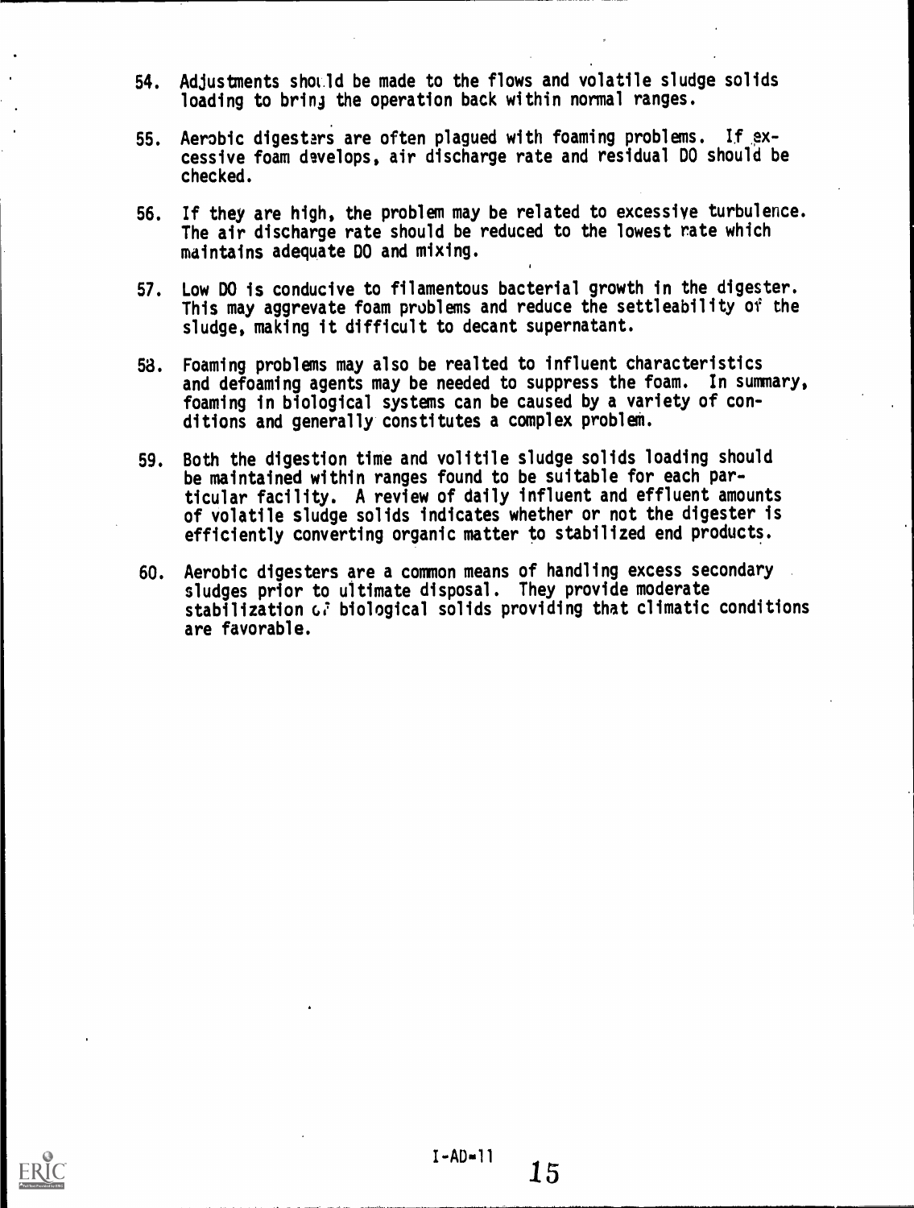54. Adjustments should be made to the flows and volatile sludge solids loading to bring the operation back within normal ranges.

55. Aerobic digesters are often plagued with foaming problems. If excessive foam develops, air discharge rate and residual DO should be checked.

56. If they are high, the problem may be related to excessive turbulence. The air discharge rate should be reduced to the lowest rate which maintains adequate DO and mixing.

57. Low DO is conducive to filamentous bacterial growth in the digester. This may aggrevate foam problems and reduce the settleability of the sludge, making it difficult to decant supernatant.

58. Foaming problems may also be realted to influent characteristics and defoaming agents may be needed to suppress the foam. In summary, foaming in biological systems can be caused by a variety of conditions and generally constitutes a complex problem.

59. Both the digestion time and volitile sludge solids loading should be maintained within ranges found to be suitable for each particular facility. A review of daily influent and effluent amounts of volatile sludge solids indicates whether or not the digester is efficiently converting organic matter to stabilized end products.

60. Aerobic digesters are a common means of handling excess secondary sludges prior to ultimate disposal. They provide moderate stabilization of biological solids providing that climatic conditions are favorable.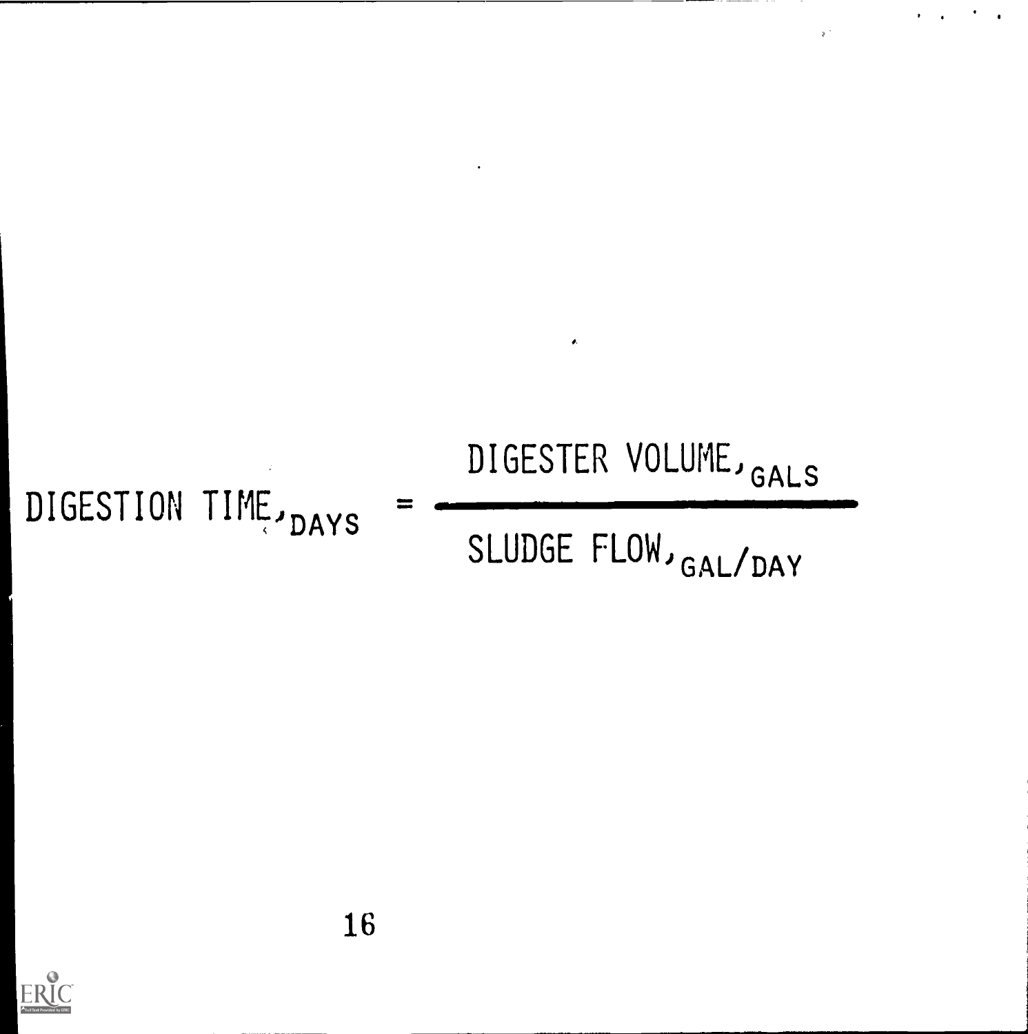$$\text{DIGESTION TIME}_{\text{DAYS}} = \frac{\text{DIGESTER VOLUME}_{\text{GALS}}}{\text{SLUDGE FLOW}_{\text{GAL/DAY}}}$$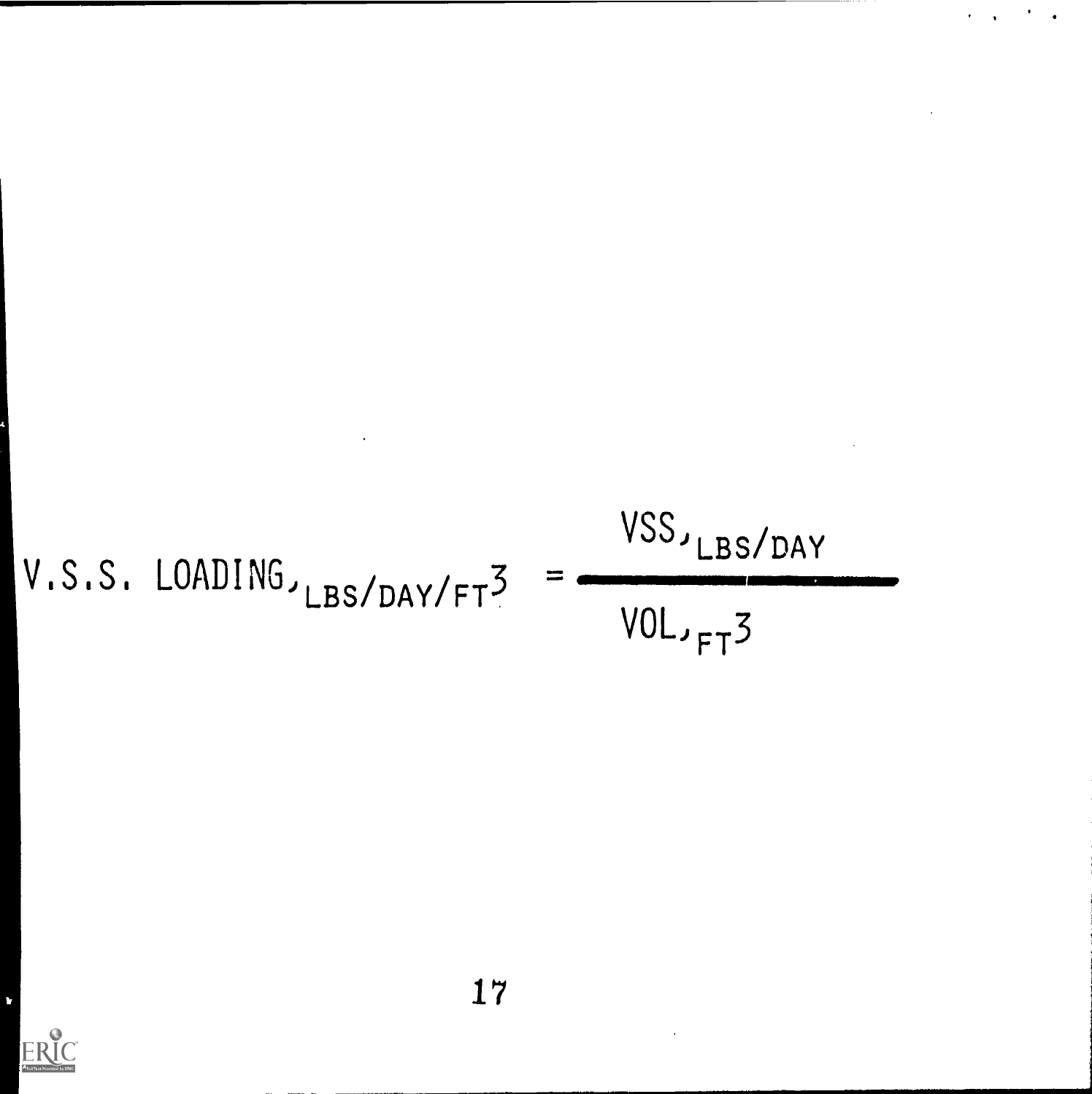$$\text{V.S.S. LOADING}_{\text{LBS/DAY/FT}^3} = \frac{\text{VSS}_{\text{LBS/DAY}}}{\text{VOL}_{\text{FT}^3}}$$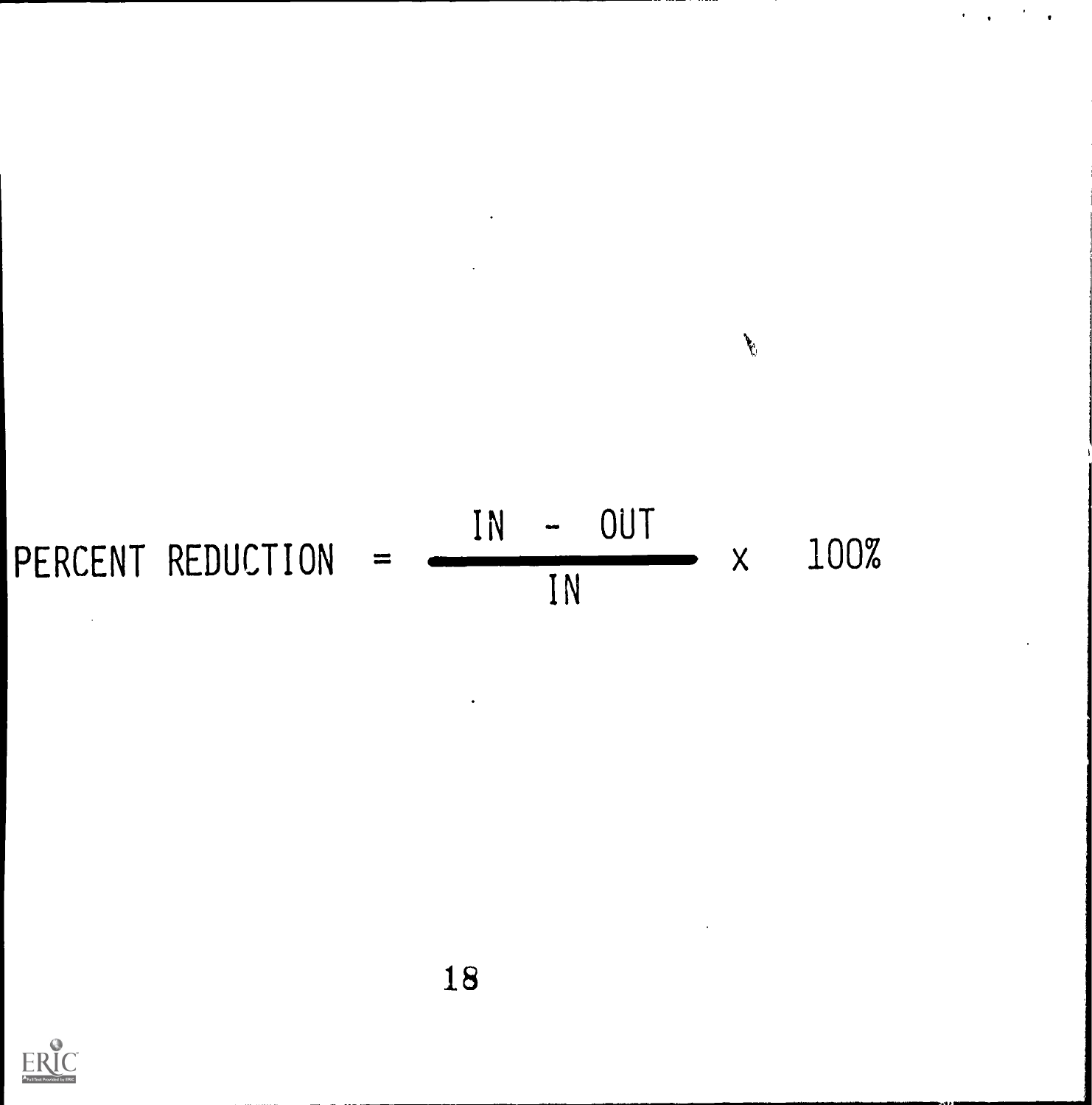$$\text{PERCENT REDUCTION} = \frac{\text{IN} - \text{OUT}}{\text{IN}} \times 100\%$$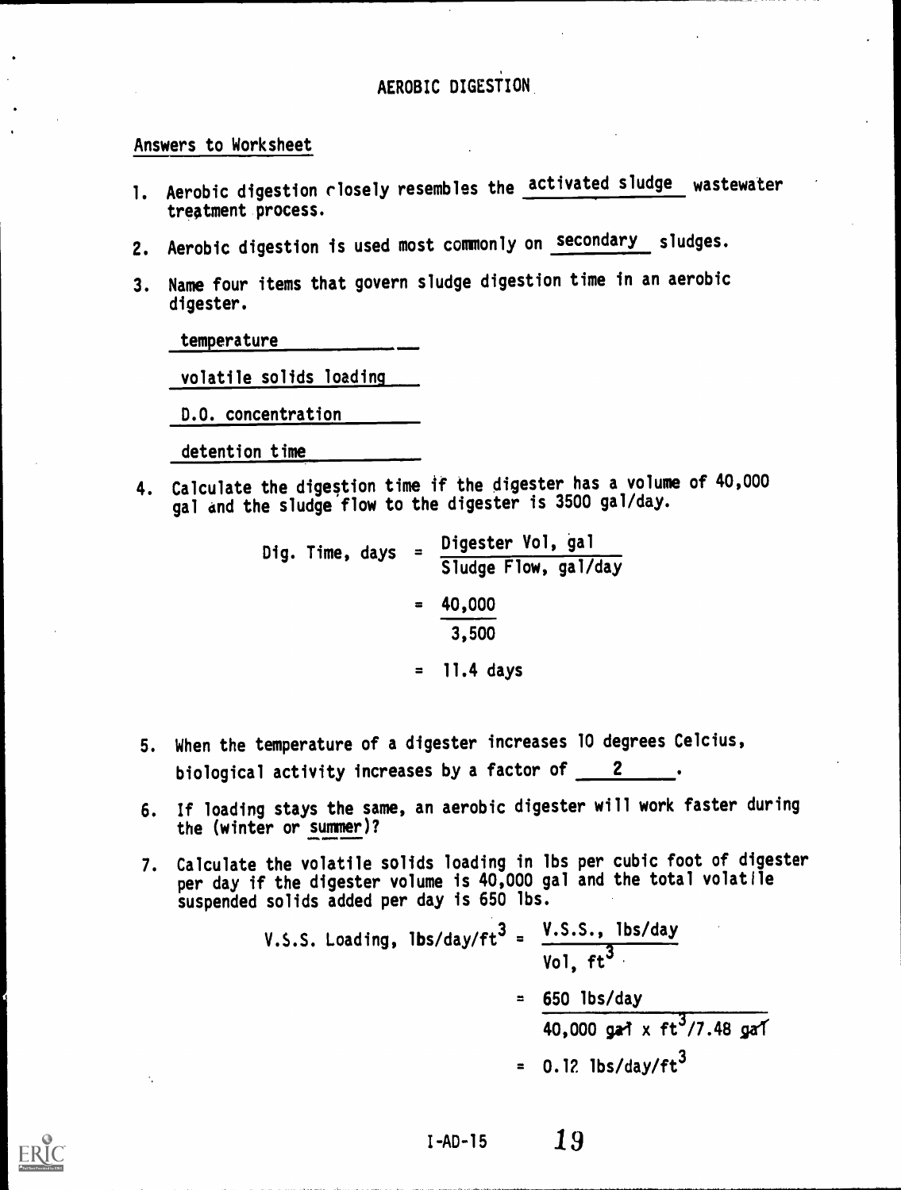# AEROBIC DIGESTION

Answers to Worksheet

1. Aerobic digestion closely resembles the activated sludge wastewater treatment process.

2. Aerobic digestion is used most commonly on secondary sludges.

3. Name four items that govern sludge digestion time in an aerobic digester.

   temperature

   volatile solids loading

   D.O. concentration

   detention time

4. Calculate the digestion time if the digester has a volume of 40,000 gal and the sludge flow to the digester is 3500 gal/day.

$$\text{Dig. Time, days} = \frac{\text{Digester Vol, gal}}{\text{Sludge Flow, gal/day}}$$

$$= \frac{40{,}000}{3{,}500}$$

$$= 11.4 \text{ days}$$

5. When the temperature of a digester increases 10 degrees Celcius, biological activity increases by a factor of 2.

6. If loading stays the same, an aerobic digester will work faster during the (winter or summer)?

7. Calculate the volatile solids loading in lbs per cubic foot of digester per day if the digester volume is 40,000 gal and the total volatile suspended solids added per day is 650 lbs.

$$\text{V.S.S. Loading, lbs/day/ft}^3 = \frac{\text{V.S.S., lbs/day}}{\text{Vol, ft}^3}$$

$$= \frac{650 \text{ lbs/day}}{40{,}000 \text{ gal} \times \text{ft}^3/7.48 \text{ gal}}$$

$$= 0.12 \text{ lbs/day/ft}^3$$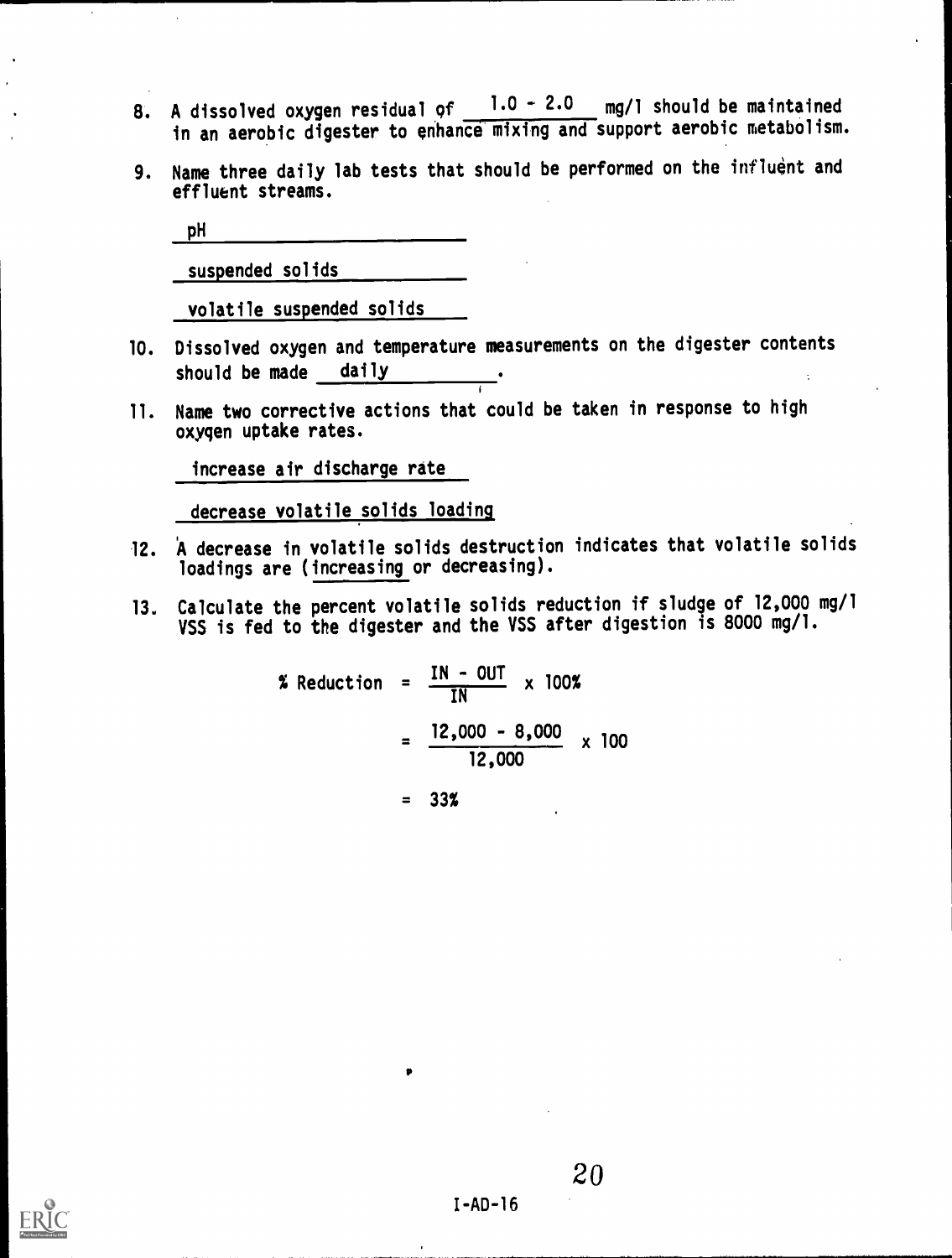8. A dissolved oxygen residual of 1.0 - 2.0 mg/l should be maintained in an aerobic digester to enhance mixing and support aerobic metabolism.

9. Name three daily lab tests that should be performed on the influent and effluent streams.

   pH

   suspended solids

   volatile suspended solids

10. Dissolved oxygen and temperature measurements on the digester contents should be made daily.

11. Name two corrective actions that could be taken in response to high oxygen uptake rates.

    increase air discharge rate

    decrease volatile solids loading

12. A decrease in volatile solids destruction indicates that volatile solids loadings are (increasing or decreasing).

13. Calculate the percent volatile solids reduction if sludge of 12,000 mg/l VSS is fed to the digester and the VSS after digestion is 8000 mg/l.

$$\% \text{ Reduction} = \frac{\text{IN} - \text{OUT}}{\text{IN}} \times 100\%$$

$$= \frac{12{,}000 - 8{,}000}{12{,}000} \times 100$$

$$= 33\%$$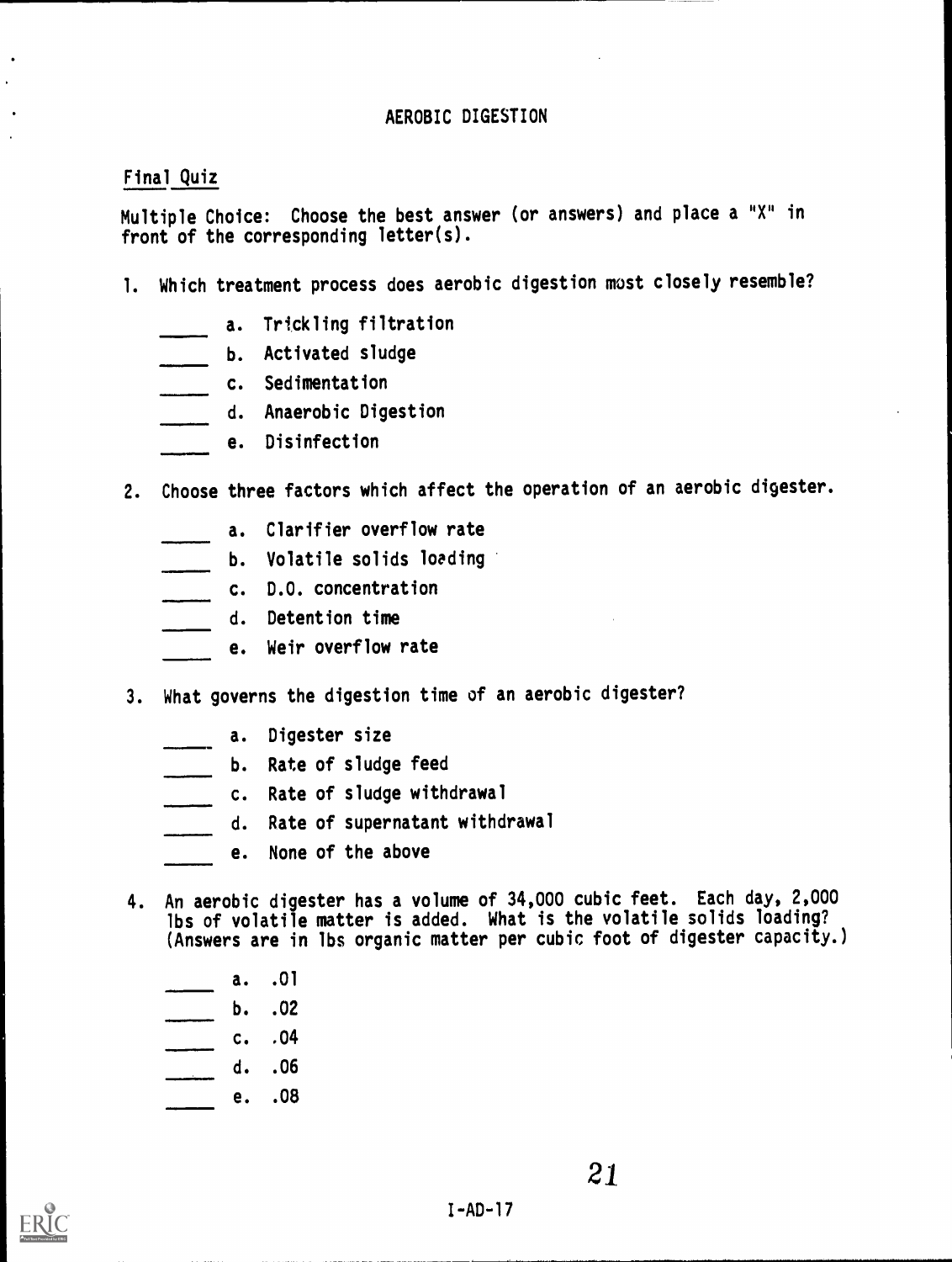## AEROBIC DIGESTION

Final Quiz

Multiple Choice: Choose the best answer (or answers) and place a "X" in front of the corresponding letter(s).

1. Which treatment process does aerobic digestion most closely resemble?

    _____ a. Trickling filtration
    _____ b. Activated sludge
    _____ c. Sedimentation
    _____ d. Anaerobic Digestion
    _____ e. Disinfection

2. Choose three factors which affect the operation of an aerobic digester.

    _____ a. Clarifier overflow rate
    _____ b. Volatile solids loading
    _____ c. D.O. concentration
    _____ d. Detention time
    _____ e. Weir overflow rate

3. What governs the digestion time of an aerobic digester?

    _____ a. Digester size
    _____ b. Rate of sludge feed
    _____ c. Rate of sludge withdrawal
    _____ d. Rate of supernatant withdrawal
    _____ e. None of the above

4. An aerobic digester has a volume of 34,000 cubic feet. Each day, 2,000 lbs of volatile matter is added. What is the volatile solids loading? (Answers are in lbs organic matter per cubic foot of digester capacity.)

    _____ a. .01
    _____ b. .02
    _____ c. .04
    _____ d. .06
    _____ e. .08

I-AD-17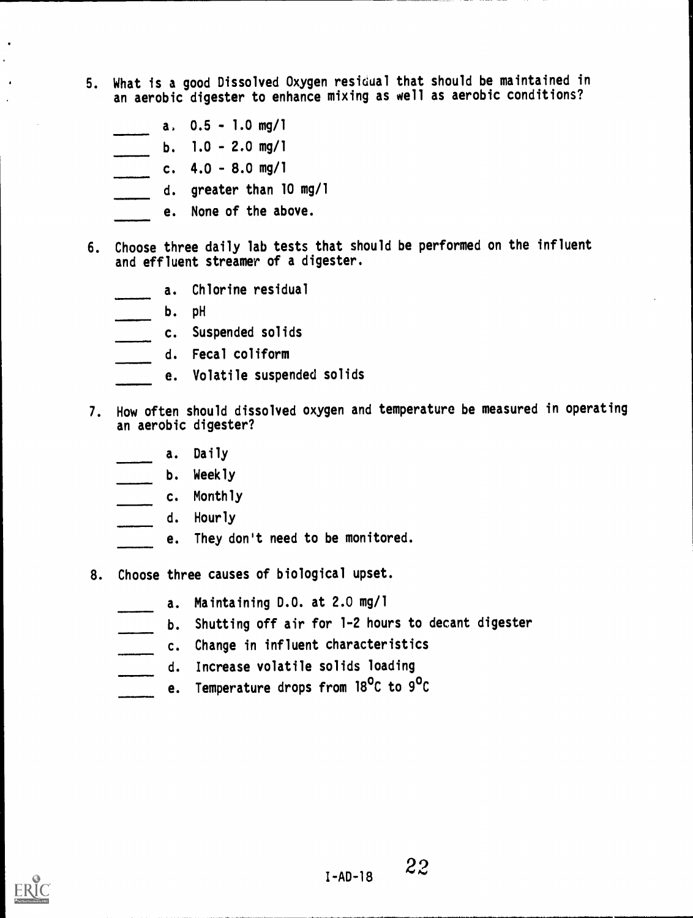5. What is a good Dissolved Oxygen residual that should be maintained in an aerobic digester to enhance mixing as well as aerobic conditions?

   _____ a. 0.5 - 1.0 mg/l
   _____ b. 1.0 - 2.0 mg/l
   _____ c. 4.0 - 8.0 mg/l
   _____ d. greater than 10 mg/l
   _____ e. None of the above.

6. Choose three daily lab tests that should be performed on the influent and effluent streamer of a digester.

   _____ a. Chlorine residual
   _____ b. pH
   _____ c. Suspended solids
   _____ d. Fecal coliform
   _____ e. Volatile suspended solids

7. How often should dissolved oxygen and temperature be measured in operating an aerobic digester?

   _____ a. Daily
   _____ b. Weekly
   _____ c. Monthly
   _____ d. Hourly
   _____ e. They don't need to be monitored.

8. Choose three causes of biological upset.

   _____ a. Maintaining D.O. at 2.0 mg/l
   _____ b. Shutting off air for 1-2 hours to decant digester
   _____ c. Change in influent characteristics
   _____ d. Increase volatile solids loading
   _____ e. Temperature drops from 18°C to 9°C

I-AD-18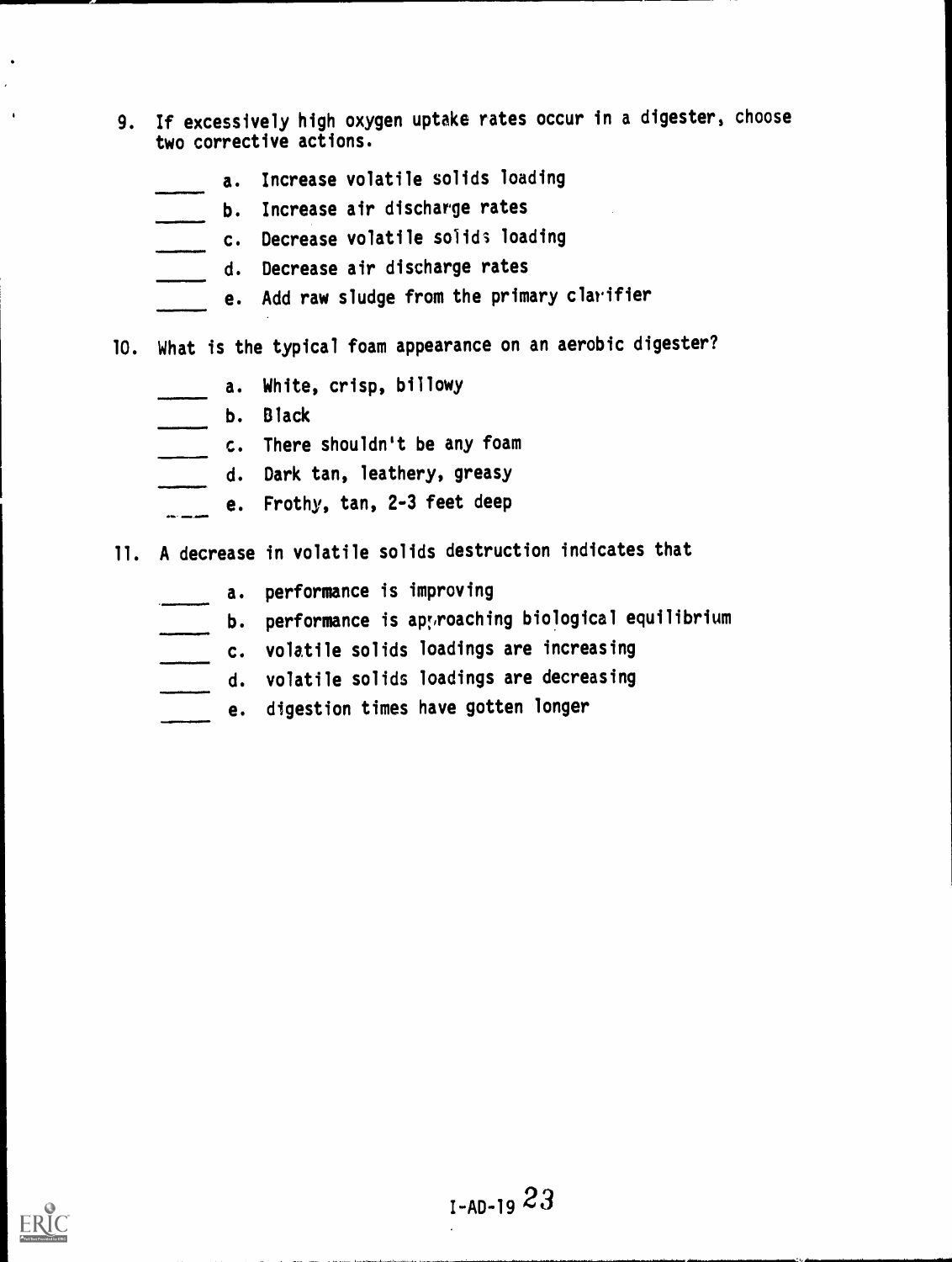9. If excessively high oxygen uptake rates occur in a digester, choose two corrective actions.

    _____ a. Increase volatile solids loading
    _____ b. Increase air discharge rates
    _____ c. Decrease volatile solids loading
    _____ d. Decrease air discharge rates
    _____ e. Add raw sludge from the primary clarifier

10. What is the typical foam appearance on an aerobic digester?

    _____ a. White, crisp, billowy
    _____ b. Black
    _____ c. There shouldn't be any foam
    _____ d. Dark tan, leathery, greasy
    _____ e. Frothy, tan, 2-3 feet deep

11. A decrease in volatile solids destruction indicates that

    _____ a. performance is improving
    _____ b. performance is approaching biological equilibrium
    _____ c. volatile solids loadings are increasing
    _____ d. volatile solids loadings are decreasing
    _____ e. digestion times have gotten longer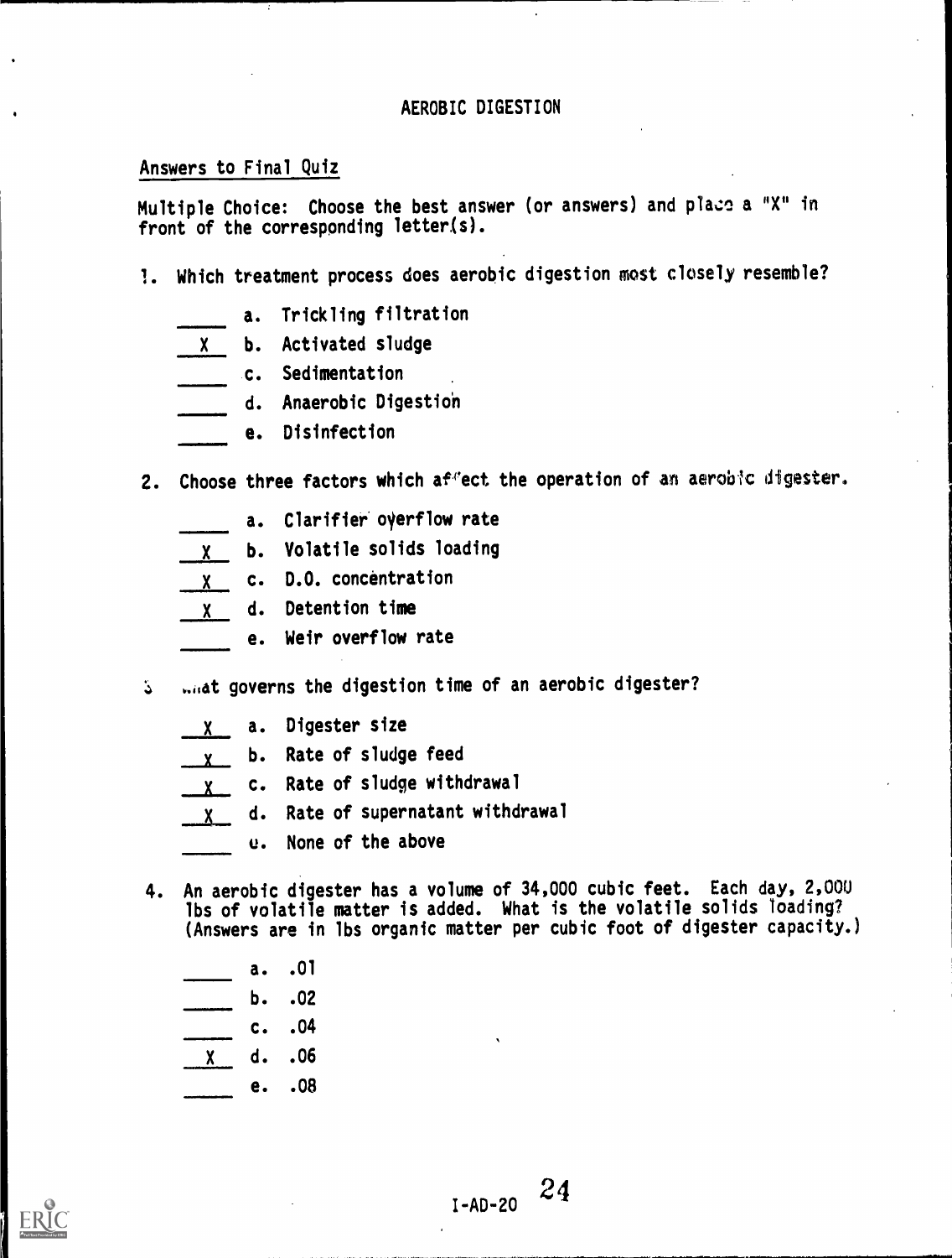# AEROBIC DIGESTION

## Answers to Final Quiz

Multiple Choice: Choose the best answer (or answers) and place a "X" in front of the corresponding letter(s).

1. Which treatment process does aerobic digestion most closely resemble?

   _____ a. Trickling filtration
   __X__ b. Activated sludge
   _____ c. Sedimentation
   _____ d. Anaerobic Digestion
   _____ e. Disinfection

2. Choose three factors which affect the operation of an aerobic digester.

   _____ a. Clarifier overflow rate
   __X__ b. Volatile solids loading
   __X__ c. D.O. concentration
   __X__ d. Detention time
   _____ e. Weir overflow rate

3. What governs the digestion time of an aerobic digester?

   __X__ a. Digester size
   __X__ b. Rate of sludge feed
   __X__ c. Rate of sludge withdrawal
   __X__ d. Rate of supernatant withdrawal
   _____ e. None of the above

4. An aerobic digester has a volume of 34,000 cubic feet. Each day, 2,000 lbs of volatile matter is added. What is the volatile solids loading? (Answers are in lbs organic matter per cubic foot of digester capacity.)

   _____ a. .01
   _____ b. .02
   _____ c. .04
   __X__ d. .06
   _____ e. .08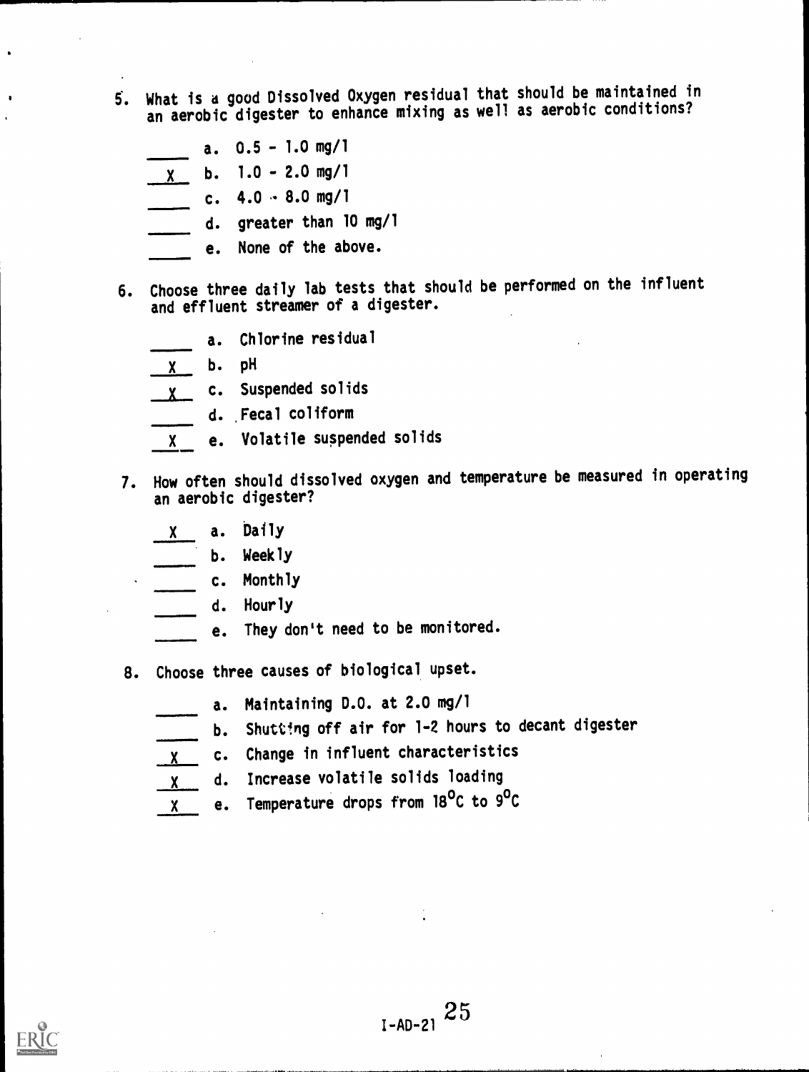5. What is a good Dissolved Oxygen residual that should be maintained in an aerobic digester to enhance mixing as well as aerobic conditions?

   ____ a. 0.5 - 1.0 mg/l
   \_X\_ b. 1.0 - 2.0 mg/l
   ____ c. 4.0 - 8.0 mg/l
   ____ d. greater than 10 mg/l
   ____ e. None of the above.

6. Choose three daily lab tests that should be performed on the influent and effluent streamer of a digester.

   ____ a. Chlorine residual
   \_X\_ b. pH
   \_X\_ c. Suspended solids
   ____ d. Fecal coliform
   \_X\_ e. Volatile suspended solids

7. How often should dissolved oxygen and temperature be measured in operating an aerobic digester?

   \_X\_ a. Daily
   ____ b. Weekly
   ____ c. Monthly
   ____ d. Hourly
   ____ e. They don't need to be monitored.

8. Choose three causes of biological upset.

   ____ a. Maintaining D.O. at 2.0 mg/l
   ____ b. Shutting off air for 1-2 hours to decant digester
   \_X\_ c. Change in influent characteristics
   \_X\_ d. Increase volatile solids loading
   \_X\_ e. Temperature drops from 18°C to 9°C

I-AD-21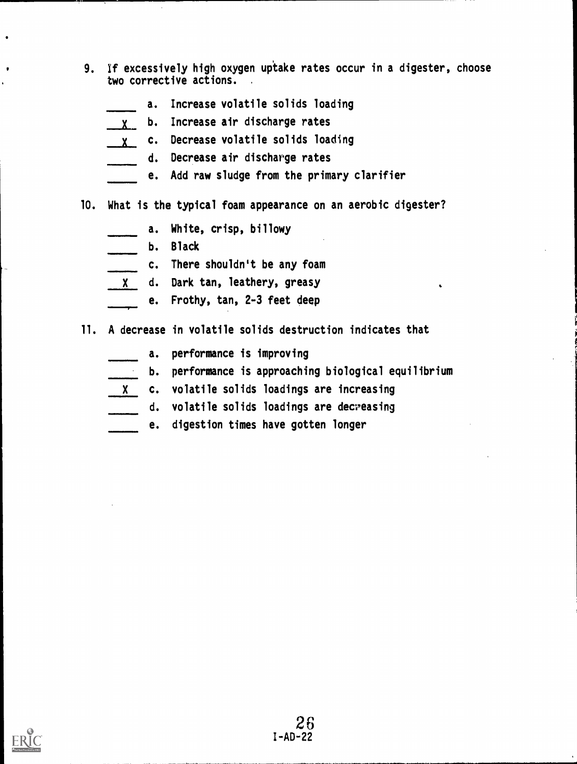9. If excessively high oxygen uptake rates occur in a digester, choose two corrective actions.

    ____ a. Increase volatile solids loading
    __X__ b. Increase air discharge rates
    __X__ c. Decrease volatile solids loading
    ____ d. Decrease air discharge rates
    ____ e. Add raw sludge from the primary clarifier

10. What is the typical foam appearance on an aerobic digester?

    ____ a. White, crisp, billowy
    ____ b. Black
    ____ c. There shouldn't be any foam
    __X__ d. Dark tan, leathery, greasy
    ____ e. Frothy, tan, 2-3 feet deep

11. A decrease in volatile solids destruction indicates that

    ____ a. performance is improving
    ____ b. performance is approaching biological equilibrium
    __X__ c. volatile solids loadings are increasing
    ____ d. volatile solids loadings are decreasing
    ____ e. digestion times have gotten longer

I-AD-22